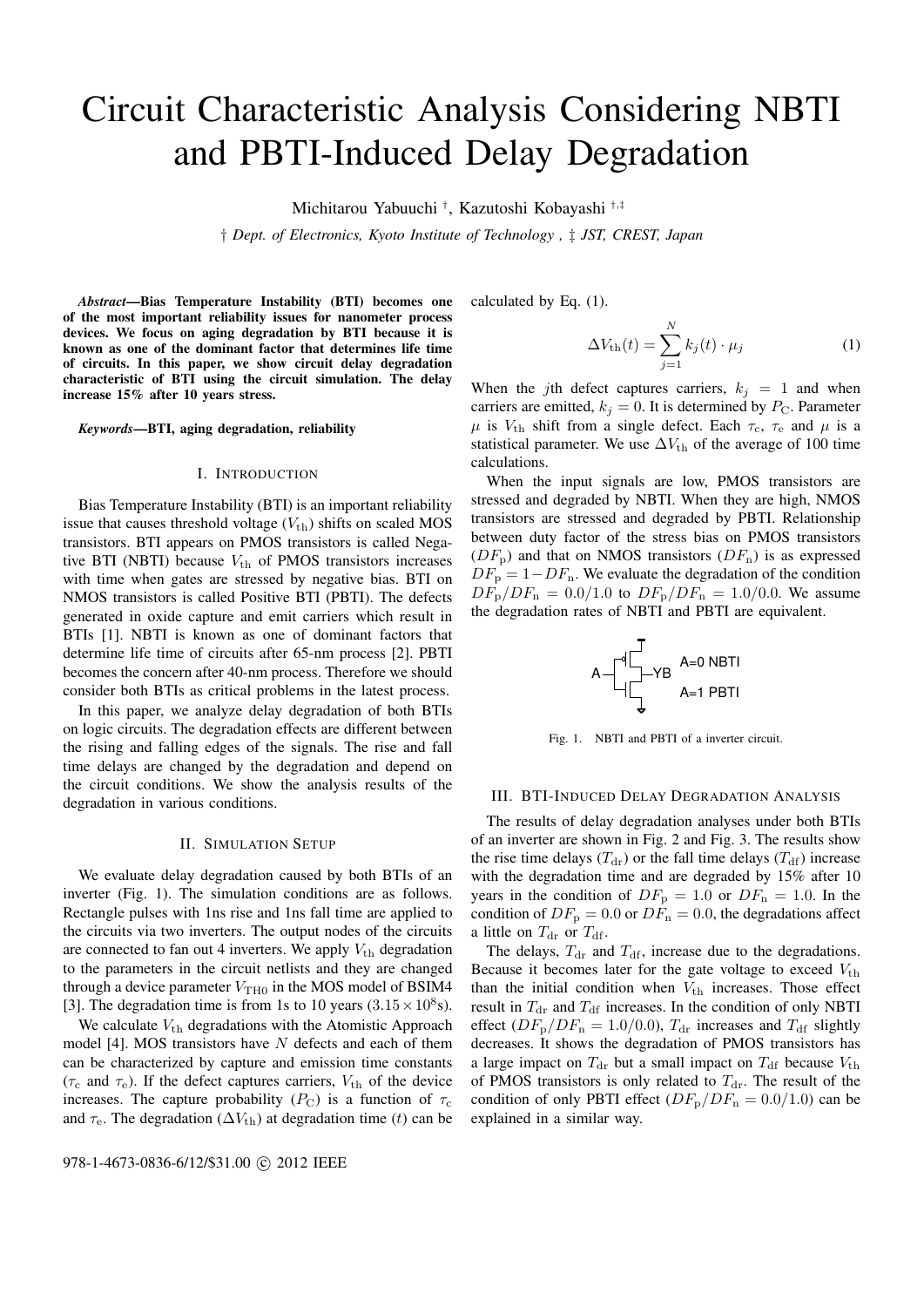# Circuit Characteristic Analysis Considering NBTI and PBTI-Induced Delay Degradation

Michitarou Yabuuchi [†], Kazutoshi Kobayashi [†,‡]

[†] *Dept. of Electronics, Kyoto Institute of Technology* , [‡] *JST, CREST, Japan*

***Abstract*—Bias Temperature Instability (BTI) becomes one of the most important reliability issues for nanometer process devices. We focus on aging degradation by BTI because it is known as one of the dominant factor that determines life time of circuits. In this paper, we show circuit delay degradation characteristic of BTI using the circuit simulation. The delay increase 15% after 10 years stress.**

***Keywords*—BTI, aging degradation, reliability**

## I. Introduction

Bias Temperature Instability (BTI) is an important reliability issue that causes threshold voltage ($V_{\rm th}$) shifts on scaled MOS transistors. BTI appears on PMOS transistors is called Negative BTI (NBTI) because $V_{\rm th}$ of PMOS transistors increases with time when gates are stressed by negative bias. BTI on NMOS transistors is called Positive BTI (PBTI). The defects generated in oxide capture and emit carriers which result in BTIs [1]. NBTI is known as one of dominant factors that determine life time of circuits after 65-nm process [2]. PBTI becomes the concern after 40-nm process. Therefore we should consider both BTIs as critical problems in the latest process.

In this paper, we analyze delay degradation of both BTIs on logic circuits. The degradation effects are different between the rising and falling edges of the signals. The rise and fall time delays are changed by the degradation and depend on the circuit conditions. We show the analysis results of the degradation in various conditions.

## II. Simulation Setup

We evaluate delay degradation caused by both BTIs of an inverter (Fig. 1). The simulation conditions are as follows. Rectangle pulses with 1ns rise and 1ns fall time are applied to the circuits via two inverters. The output nodes of the circuits are connected to fan out 4 inverters. We apply $V_{\rm th}$ degradation to the parameters in the circuit netlists and they are changed through a device parameter $V_{\rm TH0}$ in the MOS model of BSIM4 [3]. The degradation time is from 1s to 10 years ($3.15 \times 10^8$s).

We calculate $V_{\rm th}$ degradations with the Atomistic Approach model [4]. MOS transistors have $N$ defects and each of them can be characterized by capture and emission time constants ($\tau_{\rm c}$ and $\tau_{\rm e}$). If the defect captures carriers, $V_{\rm th}$ of the device increases. The capture probability ($P_{\rm C}$) is a function of $\tau_{\rm c}$ and $\tau_{\rm e}$. The degradation ($\Delta V_{\rm th}$) at degradation time ($t$) can be calculated by Eq. (1).

$$\Delta V_{\rm th}(t) = \sum_{j=1}^{N} k_j(t) \cdot \mu_j \tag{1}$$

When the $j$th defect captures carriers, $k_j = 1$ and when carriers are emitted, $k_j = 0$. It is determined by $P_{\rm C}$. Parameter $\mu$ is $V_{\rm th}$ shift from a single defect. Each $\tau_{\rm c}$, $\tau_{\rm e}$ and $\mu$ is a statistical parameter. We use $\Delta V_{\rm th}$ of the average of 100 time calculations.

When the input signals are low, PMOS transistors are stressed and degraded by NBTI. When they are high, NMOS transistors are stressed and degraded by PBTI. Relationship between duty factor of the stress bias on PMOS transistors ($DF_{\rm p}$) and that on NMOS transistors ($DF_{\rm n}$) is as expressed $DF_{\rm p} = 1 - DF_{\rm n}$. We evaluate the degradation of the condition $DF_{\rm p}/DF_{\rm n} = 0.0/1.0$ to $DF_{\rm p}/DF_{\rm n} = 1.0/0.0$. We assume the degradation rates of NBTI and PBTI are equivalent.

A — YB, A=0 NBTI, A=1 PBTI

Fig. 1. NBTI and PBTI of a inverter circuit.

## III. BTI-Induced Delay Degradation Analysis

The results of delay degradation analyses under both BTIs of an inverter are shown in Fig. 2 and Fig. 3. The results show the rise time delays ($T_{\rm dr}$) or the fall time delays ($T_{\rm df}$) increase with the degradation time and are degraded by 15% after 10 years in the condition of $DF_{\rm p} = 1.0$ or $DF_{\rm n} = 1.0$. In the condition of $DF_{\rm p} = 0.0$ or $DF_{\rm n} = 0.0$, the degradations affect a little on $T_{\rm dr}$ or $T_{\rm df}$.

The delays, $T_{\rm dr}$ and $T_{\rm df}$, increase due to the degradations. Because it becomes later for the gate voltage to exceed $V_{\rm th}$ than the initial condition when $V_{\rm th}$ increases. Those effect result in $T_{\rm dr}$ and $T_{\rm df}$ increases. In the condition of only NBTI effect ($DF_{\rm p}/DF_{\rm n} = 1.0/0.0$), $T_{\rm dr}$ increases and $T_{\rm df}$ slightly decreases. It shows the degradation of PMOS transistors has a large impact on $T_{\rm dr}$ but a small impact on $T_{\rm df}$ because $V_{\rm th}$ of PMOS transistors is only related to $T_{\rm dr}$. The result of the condition of only PBTI effect ($DF_{\rm p}/DF_{\rm n} = 0.0/1.0$) can be explained in a similar way.

978-1-4673-0836-6/12/$31.00 © 2012 IEEE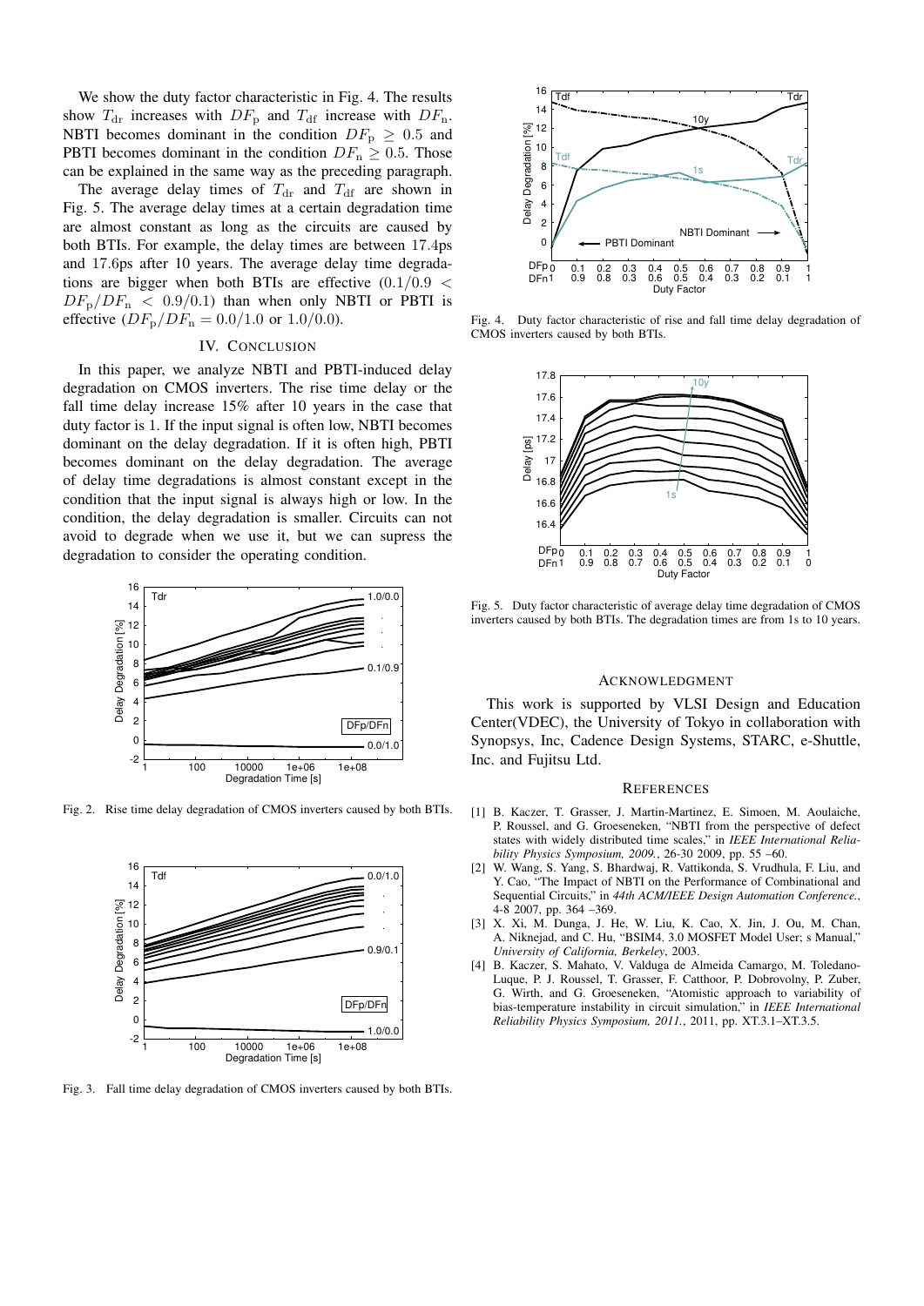We show the duty factor characteristic in Fig. 4. The results show $T_{\mathrm{dr}}$ increases with $DF_{\mathrm{p}}$ and $T_{\mathrm{df}}$ increase with $DF_{\mathrm{n}}$. NBTI becomes dominant in the condition $DF_{\mathrm{p}} \geq 0.5$ and PBTI becomes dominant in the condition $DF_{\mathrm{n}} \geq 0.5$. Those can be explained in the same way as the preceding paragraph.

The average delay times of $T_{\mathrm{dr}}$ and $T_{\mathrm{df}}$ are shown in Fig. 5. The average delay times at a certain degradation time are almost constant as long as the circuits are caused by both BTIs. For example, the delay times are between 17.4ps and 17.6ps after 10 years. The average delay time degradations are bigger when both BTIs are effective $(0.1/0.9 < DF_{\mathrm{p}}/DF_{\mathrm{n}} < 0.9/0.1)$ than when only NBTI or PBTI is effective ($DF_{\mathrm{p}}/DF_{\mathrm{n}} = 0.0/1.0$ or $1.0/0.0$).

## IV. Conclusion

In this paper, we analyze NBTI and PBTI-induced delay degradation on CMOS inverters. The rise time delay or the fall time delay increase 15% after 10 years in the case that duty factor is 1. If the input signal is often low, NBTI becomes dominant on the delay degradation. If it is often high, PBTI becomes dominant on the delay degradation. The average of delay time degradations is almost constant except in the condition that the input signal is always high or low. In the condition, the delay degradation is smaller. Circuits can not avoid to degrade when we use it, but we can supress the degradation to consider the operating condition.

Tdr
1.0/0.0
0.1/0.9
0.0/1.0
DFp/DFn
Delay Degradation [%]
Degradation Time [s]
-2 0 2 4 6 8 10 12 14 16
1 100 10000 1e+06 1e+08

Fig. 2. Rise time delay degradation of CMOS inverters caused by both BTIs.

Tdf
0.0/1.0
0.9/0.1
1.0/0.0
DFp/DFn
Delay Degradation [%]
Degradation Time [s]
-2 0 2 4 6 8 10 12 14 16
1 100 10000 1e+06 1e+08

Fig. 3. Fall time delay degradation of CMOS inverters caused by both BTIs.

Tdf
Tdr
10y
1s
Tdf
Tdr
PBTI Dominant
NBTI Dominant
Delay Degradation [%]
0 2 4 6 8 10 12 14 16
DFp 0 0.1 0.2 0.3 0.4 0.5 0.6 0.7 0.8 0.9 1
DFn 1 0.9 0.8 0.3 0.6 0.5 0.4 0.3 0.2 0.1 1
Duty Factor

Fig. 4. Duty factor characteristic of rise and fall time delay degradation of CMOS inverters caused by both BTIs.

10y
1s
Delay [ps]
16.4 16.6 16.8 17 17.2 17.4 17.6 17.8
DFp 0 0.1 0.2 0.3 0.4 0.5 0.6 0.7 0.8 0.9 1
DFn 1 0.9 0.8 0.7 0.6 0.5 0.4 0.3 0.2 0.1 0
Duty Factor

Fig. 5. Duty factor characteristic of average delay time degradation of CMOS inverters caused by both BTIs. The degradation times are from 1s to 10 years.

## Acknowledgment

This work is supported by VLSI Design and Education Center(VDEC), the University of Tokyo in collaboration with Synopsys, Inc, Cadence Design Systems, STARC, e-Shuttle, Inc. and Fujitsu Ltd.

## References

[1] B. Kaczer, T. Grasser, J. Martin-Martinez, E. Simoen, M. Aoulaiche, P. Roussel, and G. Groeseneken, "NBTI from the perspective of defect states with widely distributed time scales," in *IEEE International Reliability Physics Symposium, 2009.*, 26-30 2009, pp. 55 –60.

[2] W. Wang, S. Yang, S. Bhardwaj, R. Vattikonda, S. Vrudhula, F. Liu, and Y. Cao, "The Impact of NBTI on the Performance of Combinational and Sequential Circuits," in *44th ACM/IEEE Design Automation Conference.*, 4-8 2007, pp. 364 –369.

[3] X. Xi, M. Dunga, J. He, W. Liu, K. Cao, X. Jin, J. Ou, M. Chan, A. Niknejad, and C. Hu, "BSIM4. 3.0 MOSFET Model User; s Manual," *University of California, Berkeley*, 2003.

[4] B. Kaczer, S. Mahato, V. Valduga de Almeida Camargo, M. Toledano-Luque, P. J. Roussel, T. Grasser, F. Catthoor, P. Dobrovolny, P. Zuber, G. Wirth, and G. Groeseneken, "Atomistic approach to variability of bias-temperature instability in circuit simulation," in *IEEE International Reliability Physics Symposium, 2011.*, 2011, pp. XT.3.1–XT.3.5.